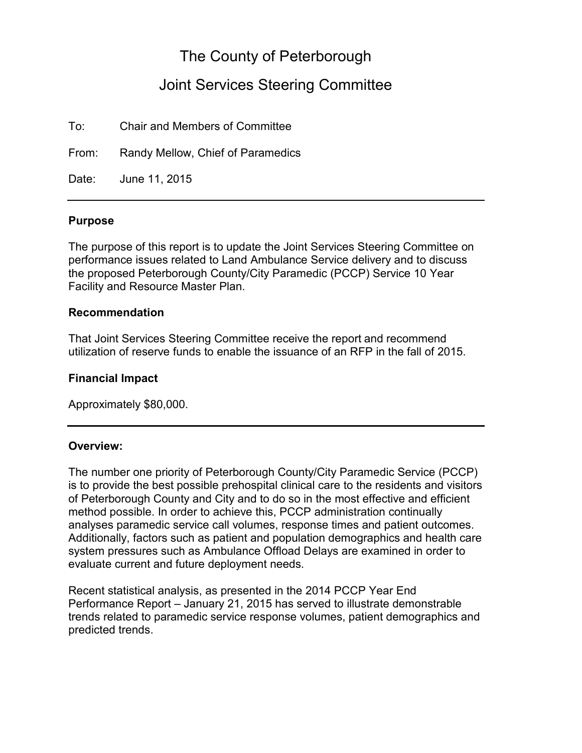# The County of Peterborough

## Joint Services Steering Committee

To: Chair and Members of Committee

From: Randy Mellow, Chief of Paramedics

Date: June 11, 2015

---

**Purpose**

The purpose of this report is to update the Joint Services Steering Committee on performance issues related to Land Ambulance Service delivery and to discuss the proposed Peterborough County/City Paramedic (PCCP) Service 10 Year Facility and Resource Master Plan.

**Recommendation**

That Joint Services Steering Committee receive the report and recommend utilization of reserve funds to enable the issuance of an RFP in the fall of 2015.

**Financial Impact**

Approximately $80,000.

---

**Overview:**

The number one priority of Peterborough County/City Paramedic Service (PCCP) is to provide the best possible prehospital clinical care to the residents and visitors of Peterborough County and City and to do so in the most effective and efficient method possible. In order to achieve this, PCCP administration continually analyses paramedic service call volumes, response times and patient outcomes. Additionally, factors such as patient and population demographics and health care system pressures such as Ambulance Offload Delays are examined in order to evaluate current and future deployment needs.

Recent statistical analysis, as presented in the 2014 PCCP Year End Performance Report – January 21, 2015 has served to illustrate demonstrable trends related to paramedic service response volumes, patient demographics and predicted trends.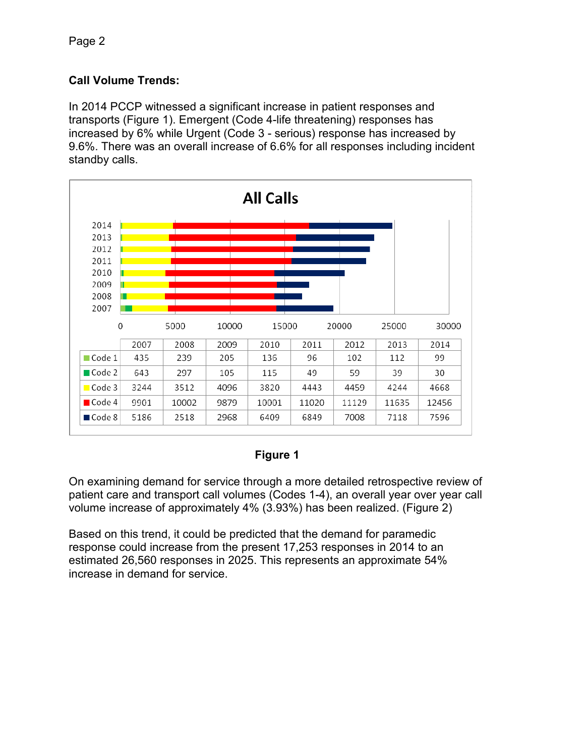**Call Volume Trends:**

In 2014 PCCP witnessed a significant increase in patient responses and transports (Figure 1). Emergent (Code 4-life threatening) responses has increased by 6% while Urgent (Code 3 - serious) response has increased by 9.6%. There was an overall increase of 6.6% for all responses including incident standby calls.

**All Calls**

| | 2007 | 2008 | 2009 | 2010 | 2011 | 2012 | 2013 | 2014 |
|---|---|---|---|---|---|---|---|---|
| Code 1 | 435 | 239 | 205 | 136 | 96 | 102 | 112 | 99 |
| Code 2 | 643 | 297 | 105 | 115 | 49 | 59 | 39 | 30 |
| Code 3 | 3244 | 3512 | 4096 | 3820 | 4443 | 4459 | 4244 | 4668 |
| Code 4 | 9901 | 10002 | 9879 | 10001 | 11020 | 11129 | 11635 | 12456 |
| Code 8 | 5186 | 2518 | 2968 | 6409 | 6849 | 7008 | 7118 | 7596 |

**Figure 1**

On examining demand for service through a more detailed retrospective review of patient care and transport call volumes (Codes 1-4), an overall year over year call volume increase of approximately 4% (3.93%) has been realized. (Figure 2)

Based on this trend, it could be predicted that the demand for paramedic response could increase from the present 17,253 responses in 2014 to an estimated 26,560 responses in 2025. This represents an approximate 54% increase in demand for service.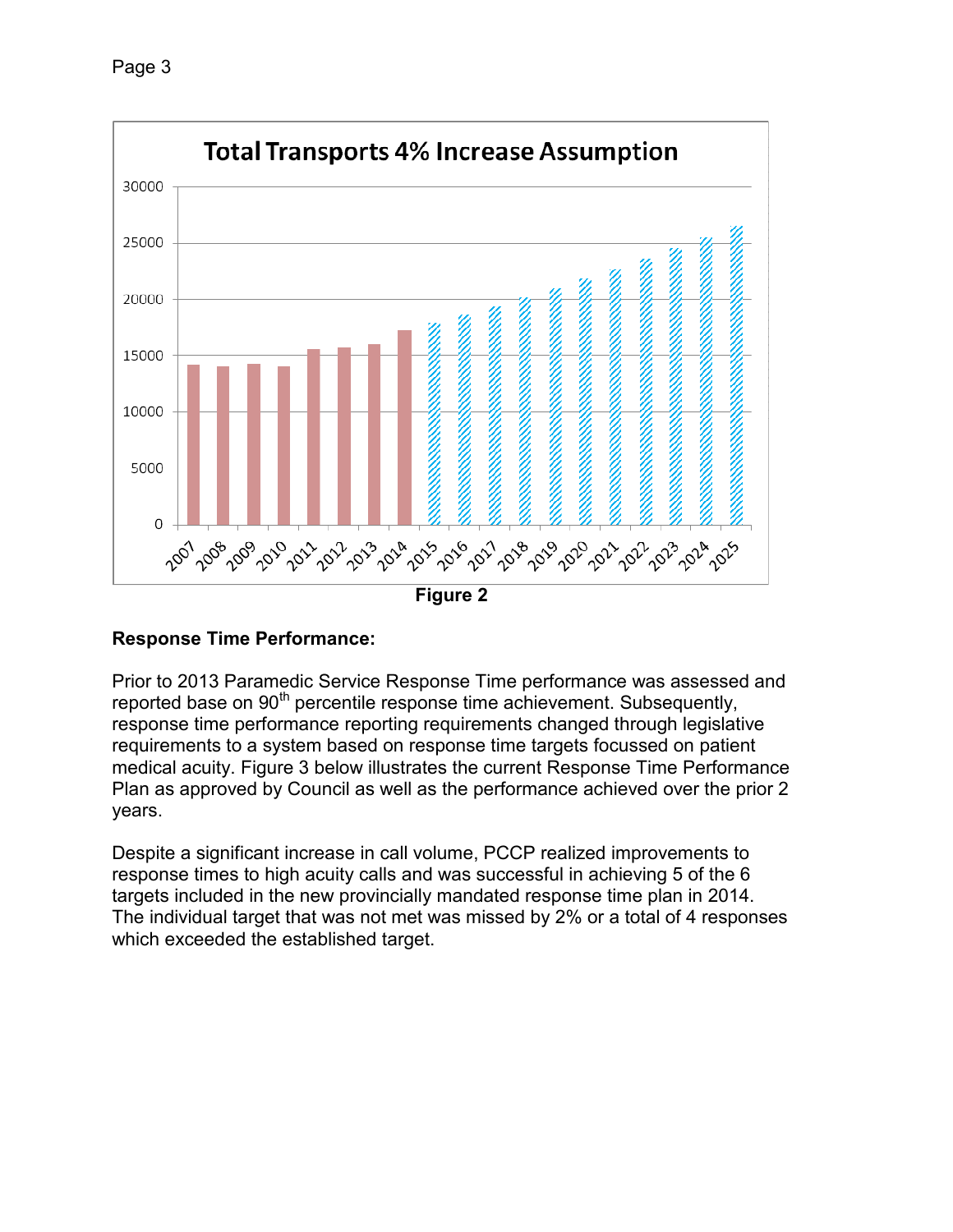Figure 2

**Response Time Performance:**

Prior to 2013 Paramedic Service Response Time performance was assessed and reported base on 90th percentile response time achievement. Subsequently, response time performance reporting requirements changed through legislative requirements to a system based on response time targets focussed on patient medical acuity. Figure 3 below illustrates the current Response Time Performance Plan as approved by Council as well as the performance achieved over the prior 2 years.

Despite a significant increase in call volume, PCCP realized improvements to response times to high acuity calls and was successful in achieving 5 of the 6 targets included in the new provincially mandated response time plan in 2014. The individual target that was not met was missed by 2% or a total of 4 responses which exceeded the established target.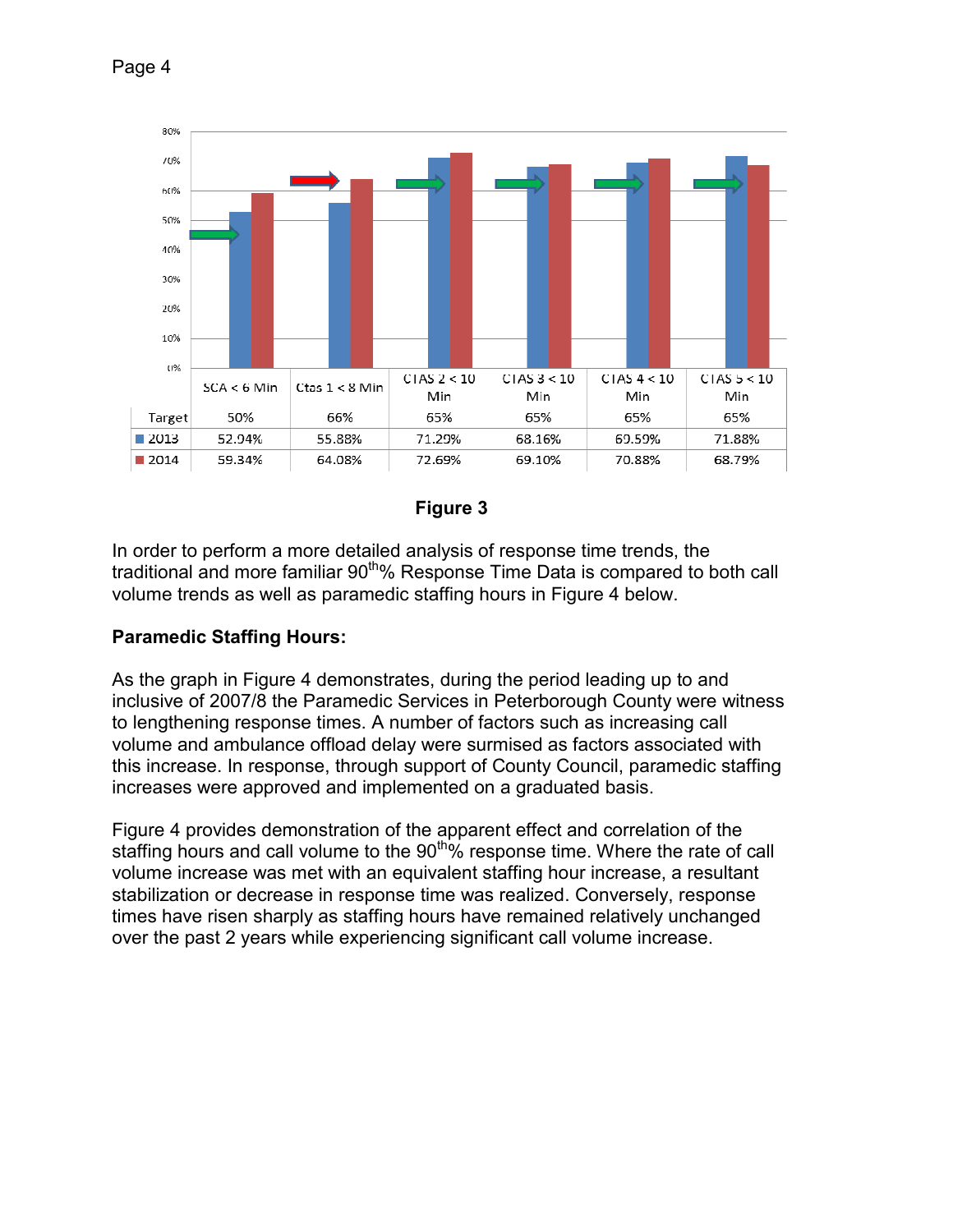| | SCA < 6 Min | Ctas 1 < 8 Min | CTAS 2 < 10 Min | CTAS 3 < 10 Min | CTAS 4 < 10 Min | CTAS 5 < 10 Min |
|---|---|---|---|---|---|---|
| Target | 50% | 66% | 65% | 65% | 65% | 65% |
| 2013 | 52.94% | 55.88% | 71.29% | 68.16% | 69.59% | 71.88% |
| 2014 | 59.34% | 64.08% | 72.69% | 69.10% | 70.88% | 68.79% |

**Figure 3**

In order to perform a more detailed analysis of response time trends, the traditional and more familiar 90th% Response Time Data is compared to both call volume trends as well as paramedic staffing hours in Figure 4 below.

**Paramedic Staffing Hours:**

As the graph in Figure 4 demonstrates, during the period leading up to and inclusive of 2007/8 the Paramedic Services in Peterborough County were witness to lengthening response times. A number of factors such as increasing call volume and ambulance offload delay were surmised as factors associated with this increase. In response, through support of County Council, paramedic staffing increases were approved and implemented on a graduated basis.

Figure 4 provides demonstration of the apparent effect and correlation of the staffing hours and call volume to the 90th% response time. Where the rate of call volume increase was met with an equivalent staffing hour increase, a resultant stabilization or decrease in response time was realized. Conversely, response times have risen sharply as staffing hours have remained relatively unchanged over the past 2 years while experiencing significant call volume increase.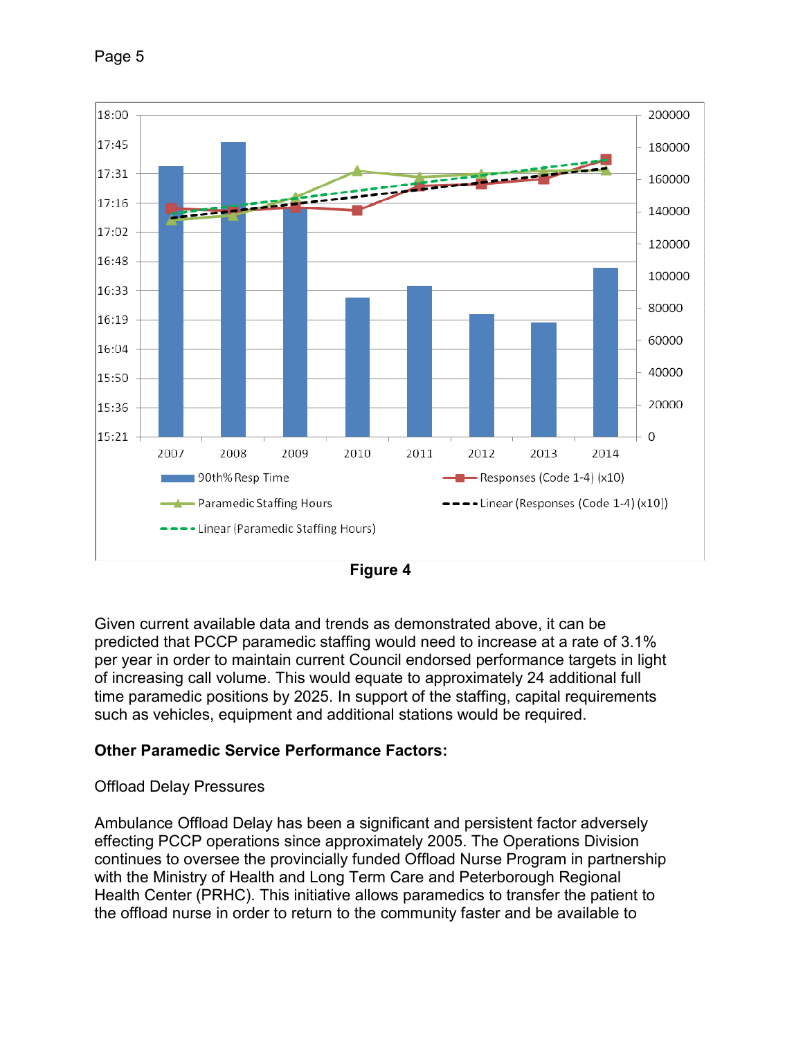Figure 4

Given current available data and trends as demonstrated above, it can be predicted that PCCP paramedic staffing would need to increase at a rate of 3.1% per year in order to maintain current Council endorsed performance targets in light of increasing call volume. This would equate to approximately 24 additional full time paramedic positions by 2025. In support of the staffing, capital requirements such as vehicles, equipment and additional stations would be required.

**Other Paramedic Service Performance Factors:**

Offload Delay Pressures

Ambulance Offload Delay has been a significant and persistent factor adversely effecting PCCP operations since approximately 2005. The Operations Division continues to oversee the provincially funded Offload Nurse Program in partnership with the Ministry of Health and Long Term Care and Peterborough Regional Health Center (PRHC). This initiative allows paramedics to transfer the patient to the offload nurse in order to return to the community faster and be available to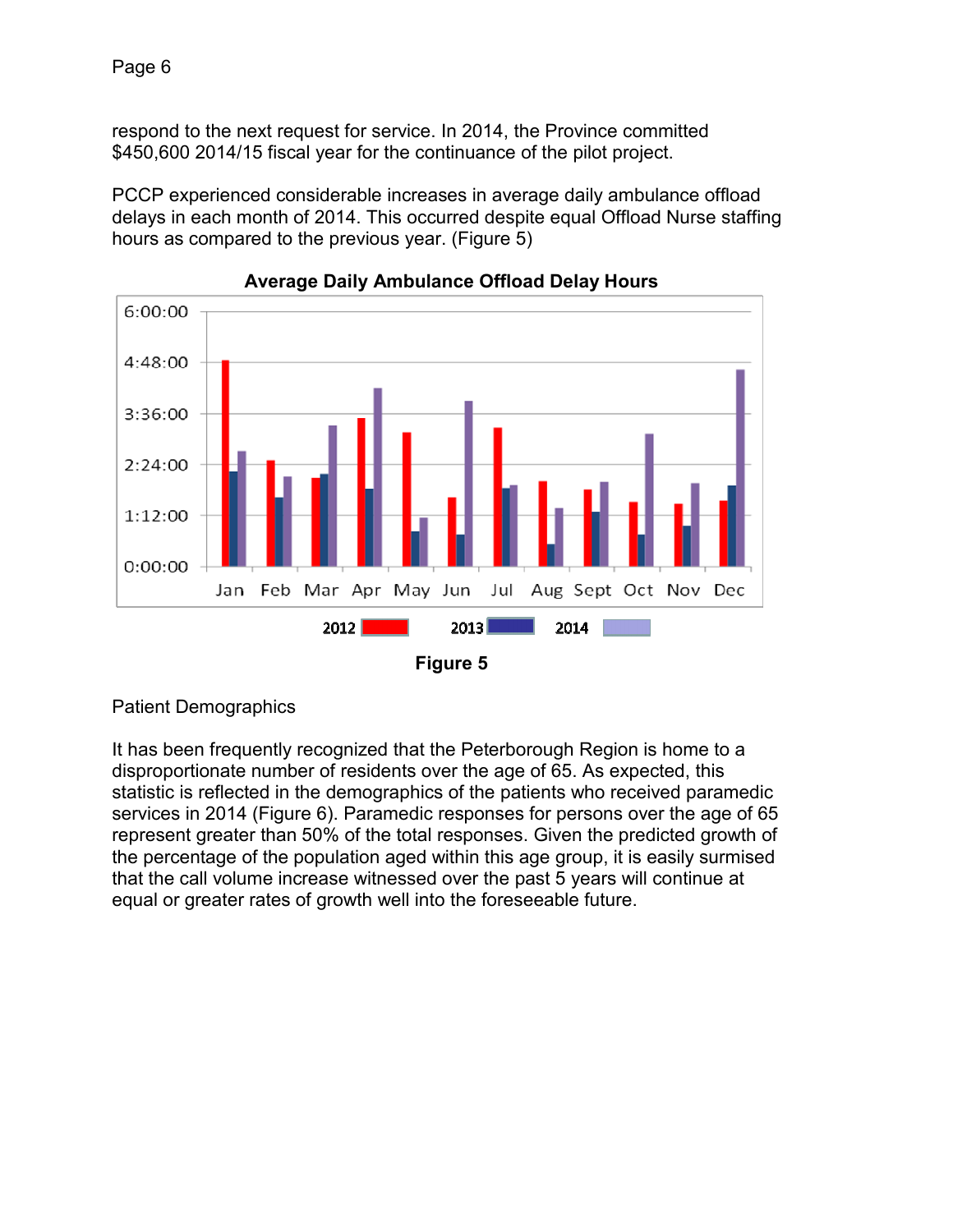respond to the next request for service. In 2014, the Province committed $450,600 2014/15 fiscal year for the continuance of the pilot project.

PCCP experienced considerable increases in average daily ambulance offload delays in each month of 2014. This occurred despite equal Offload Nurse staffing hours as compared to the previous year. (Figure 5)

**Average Daily Ambulance Offload Delay Hours**

**Figure 5**

Patient Demographics

It has been frequently recognized that the Peterborough Region is home to a disproportionate number of residents over the age of 65. As expected, this statistic is reflected in the demographics of the patients who received paramedic services in 2014 (Figure 6). Paramedic responses for persons over the age of 65 represent greater than 50% of the total responses. Given the predicted growth of the percentage of the population aged within this age group, it is easily surmised that the call volume increase witnessed over the past 5 years will continue at equal or greater rates of growth well into the foreseeable future.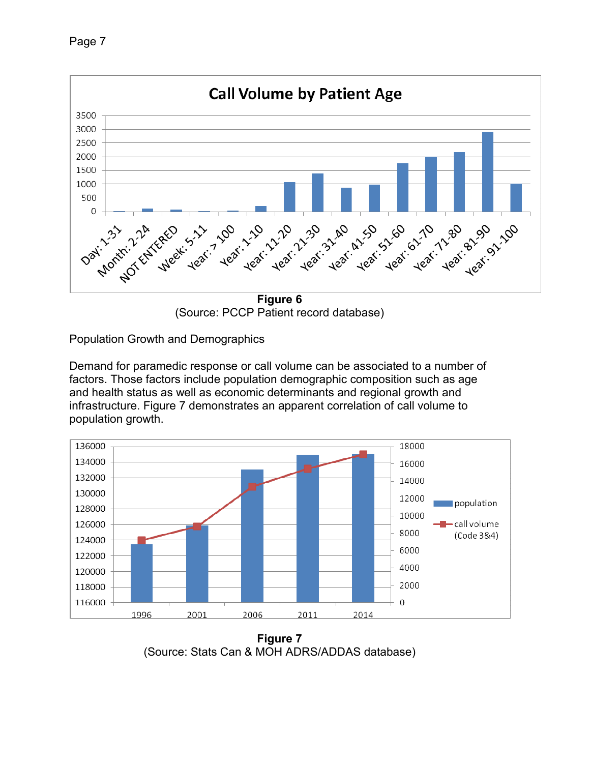**Figure 6**
(Source: PCCP Patient record database)

Population Growth and Demographics

Demand for paramedic response or call volume can be associated to a number of factors. Those factors include population demographic composition such as age and health status as well as economic determinants and regional growth and infrastructure. Figure 7 demonstrates an apparent correlation of call volume to population growth.

**Figure 7**
(Source: Stats Can & MOH ADRS/ADDAS database)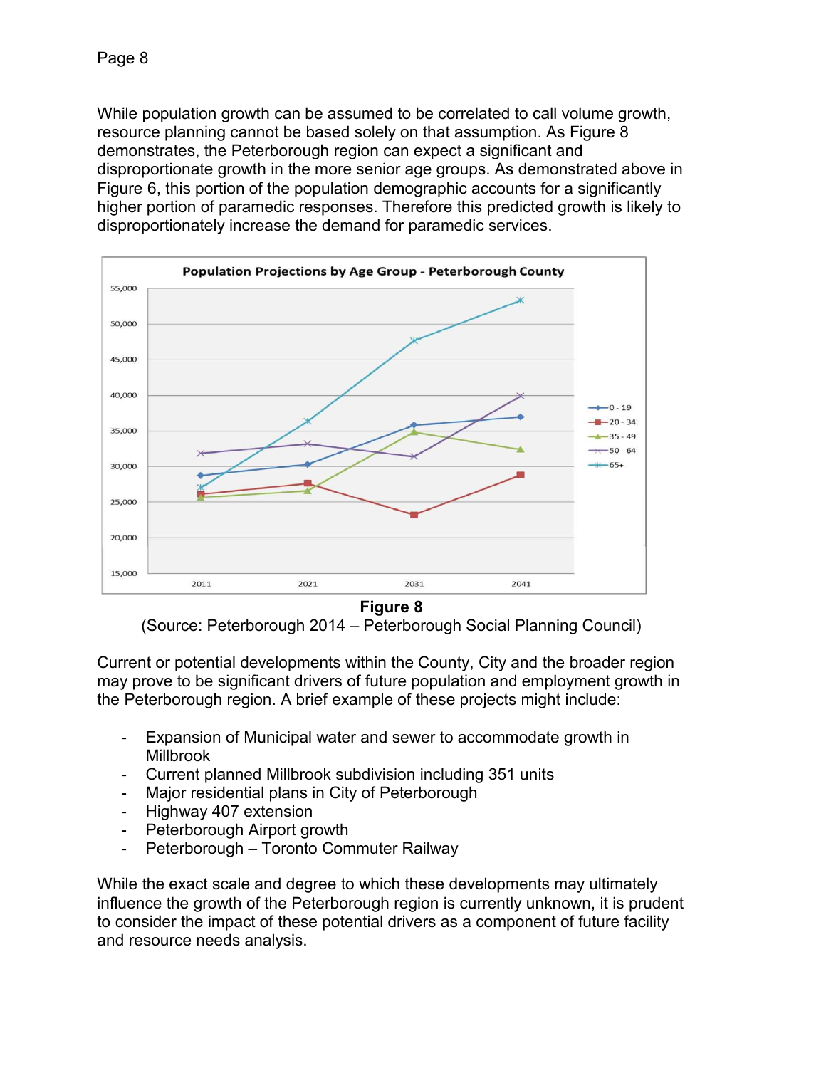While population growth can be assumed to be correlated to call volume growth, resource planning cannot be based solely on that assumption. As Figure 8 demonstrates, the Peterborough region can expect a significant and disproportionate growth in the more senior age groups. As demonstrated above in Figure 6, this portion of the population demographic accounts for a significantly higher portion of paramedic responses. Therefore this predicted growth is likely to disproportionately increase the demand for paramedic services.

**Figure 8**

(Source: Peterborough 2014 – Peterborough Social Planning Council)

Current or potential developments within the County, City and the broader region may prove to be significant drivers of future population and employment growth in the Peterborough region. A brief example of these projects might include:

- Expansion of Municipal water and sewer to accommodate growth in Millbrook
- Current planned Millbrook subdivision including 351 units
- Major residential plans in City of Peterborough
- Highway 407 extension
- Peterborough Airport growth
- Peterborough – Toronto Commuter Railway

While the exact scale and degree to which these developments may ultimately influence the growth of the Peterborough region is currently unknown, it is prudent to consider the impact of these potential drivers as a component of future facility and resource needs analysis.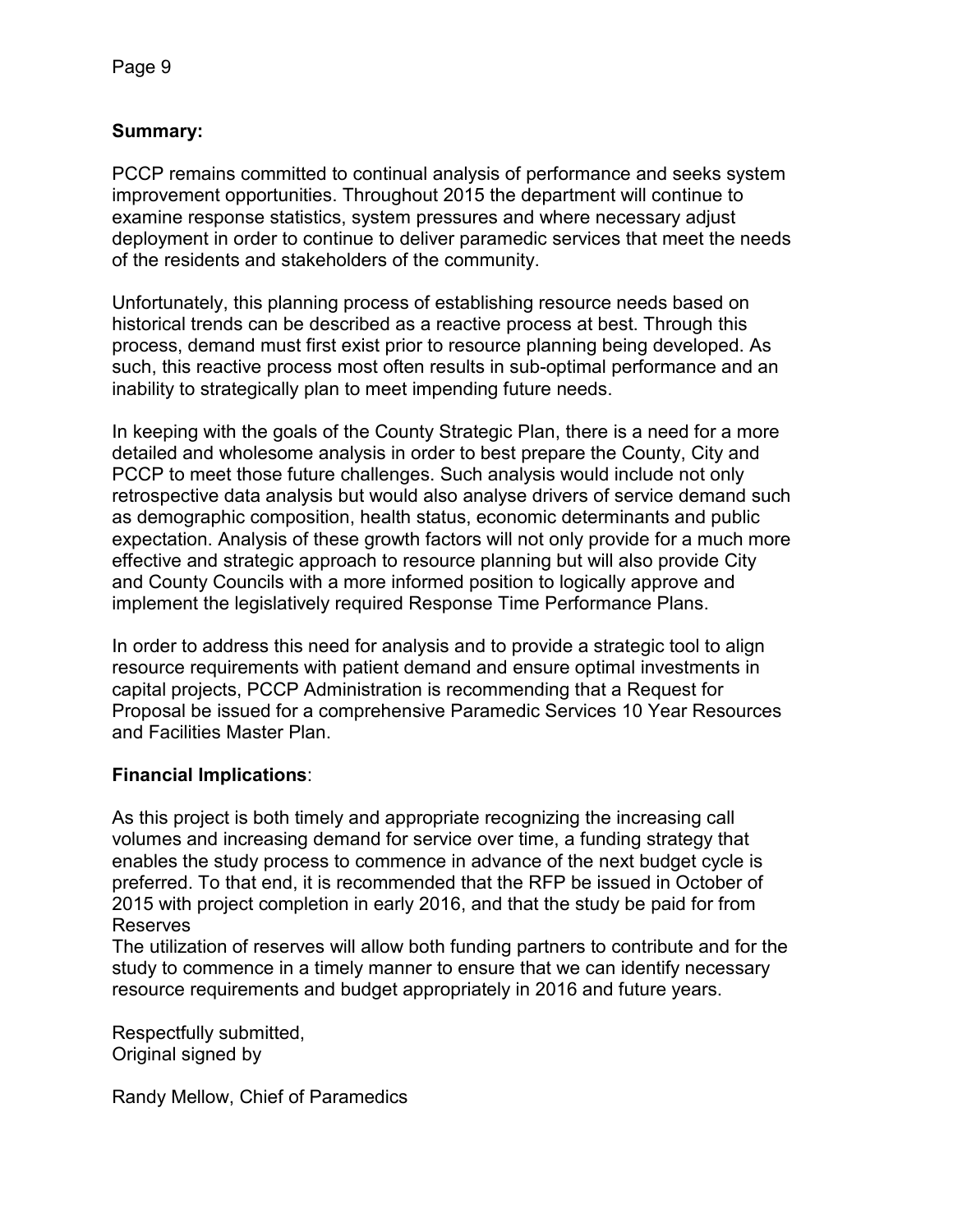**Summary:**

PCCP remains committed to continual analysis of performance and seeks system improvement opportunities. Throughout 2015 the department will continue to examine response statistics, system pressures and where necessary adjust deployment in order to continue to deliver paramedic services that meet the needs of the residents and stakeholders of the community.

Unfortunately, this planning process of establishing resource needs based on historical trends can be described as a reactive process at best. Through this process, demand must first exist prior to resource planning being developed. As such, this reactive process most often results in sub-optimal performance and an inability to strategically plan to meet impending future needs.

In keeping with the goals of the County Strategic Plan, there is a need for a more detailed and wholesome analysis in order to best prepare the County, City and PCCP to meet those future challenges. Such analysis would include not only retrospective data analysis but would also analyse drivers of service demand such as demographic composition, health status, economic determinants and public expectation. Analysis of these growth factors will not only provide for a much more effective and strategic approach to resource planning but will also provide City and County Councils with a more informed position to logically approve and implement the legislatively required Response Time Performance Plans.

In order to address this need for analysis and to provide a strategic tool to align resource requirements with patient demand and ensure optimal investments in capital projects, PCCP Administration is recommending that a Request for Proposal be issued for a comprehensive Paramedic Services 10 Year Resources and Facilities Master Plan.

**Financial Implications**:

As this project is both timely and appropriate recognizing the increasing call volumes and increasing demand for service over time, a funding strategy that enables the study process to commence in advance of the next budget cycle is preferred. To that end, it is recommended that the RFP be issued in October of 2015 with project completion in early 2016, and that the study be paid for from Reserves
The utilization of reserves will allow both funding partners to contribute and for the study to commence in a timely manner to ensure that we can identify necessary resource requirements and budget appropriately in 2016 and future years.

Respectfully submitted,
Original signed by

Randy Mellow, Chief of Paramedics